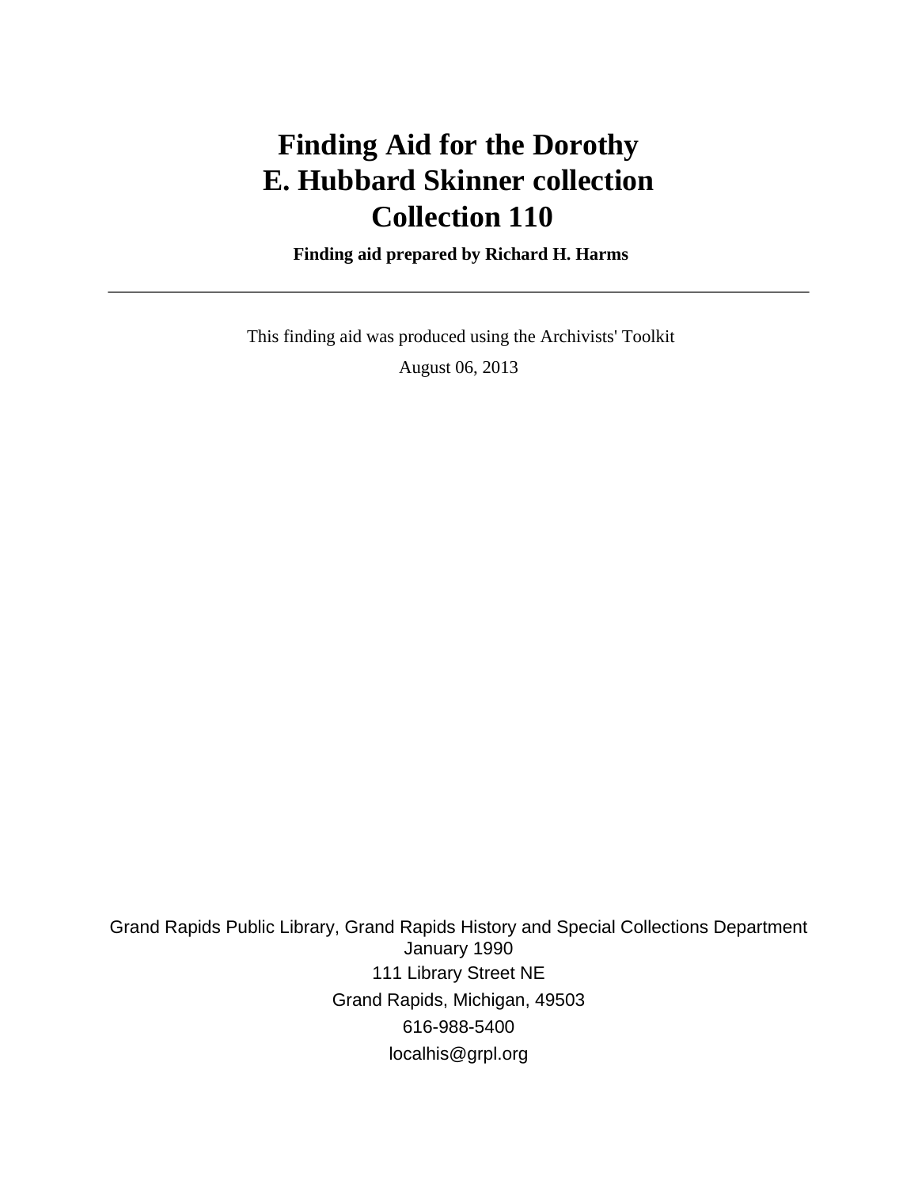# Finding Aid for the Dorothy E. Hubbard Skinner collection Collection 110

**Finding aid prepared by Richard H. Harms**

---

This finding aid was produced using the Archivists' Toolkit

August 06, 2013

Grand Rapids Public Library, Grand Rapids History and Special Collections Department
January 1990
111 Library Street NE
Grand Rapids, Michigan, 49503
616-988-5400
localhis@grpl.org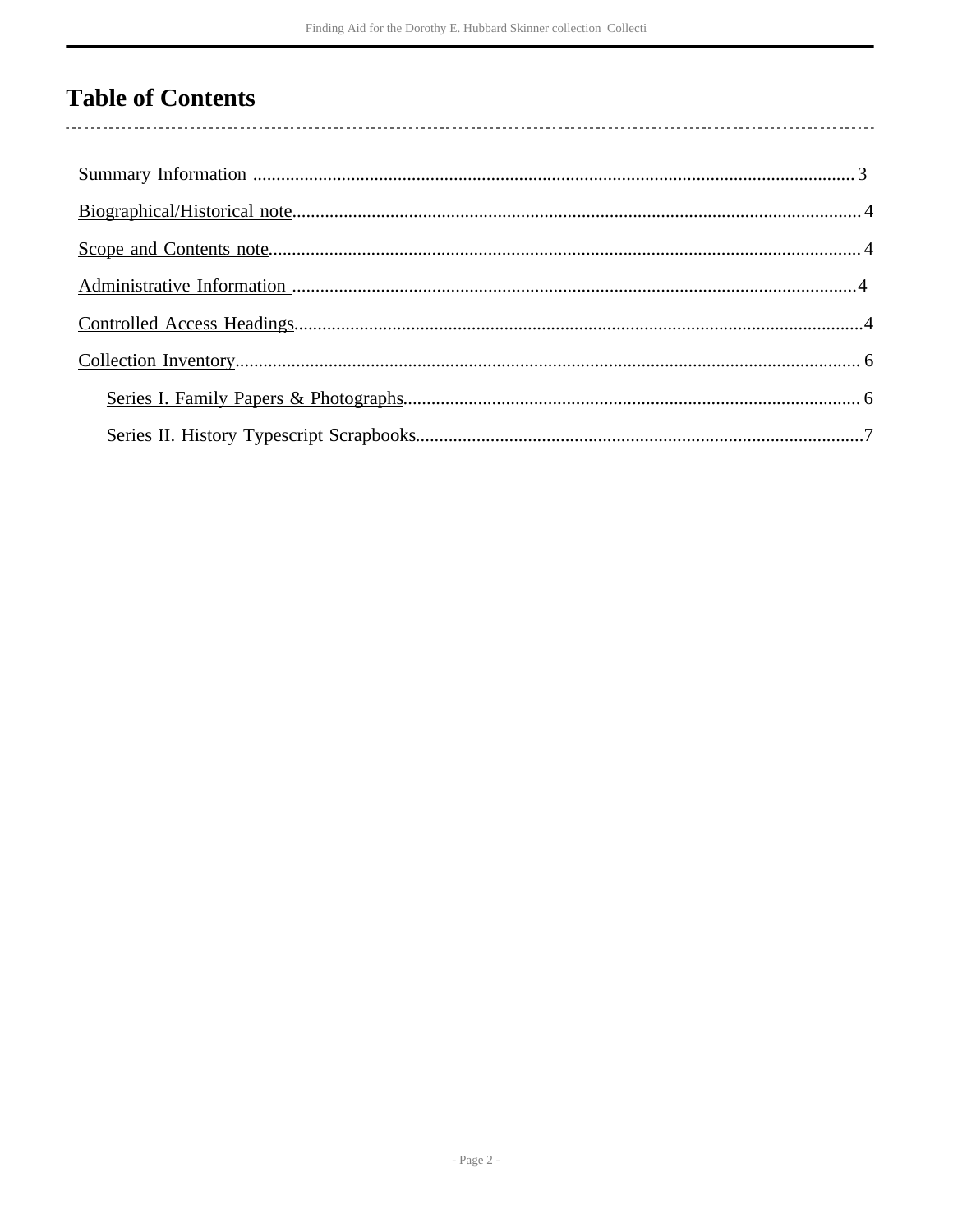# Table of Contents

- Summary Information ... 3
- Biographical/Historical note ... 4
- Scope and Contents note ... 4
- Administrative Information ... 4
- Controlled Access Headings ... 4
- Collection Inventory ... 6
    - Series I. Family Papers & Photographs ... 6
    - Series II. History Typescript Scrapbooks ... 7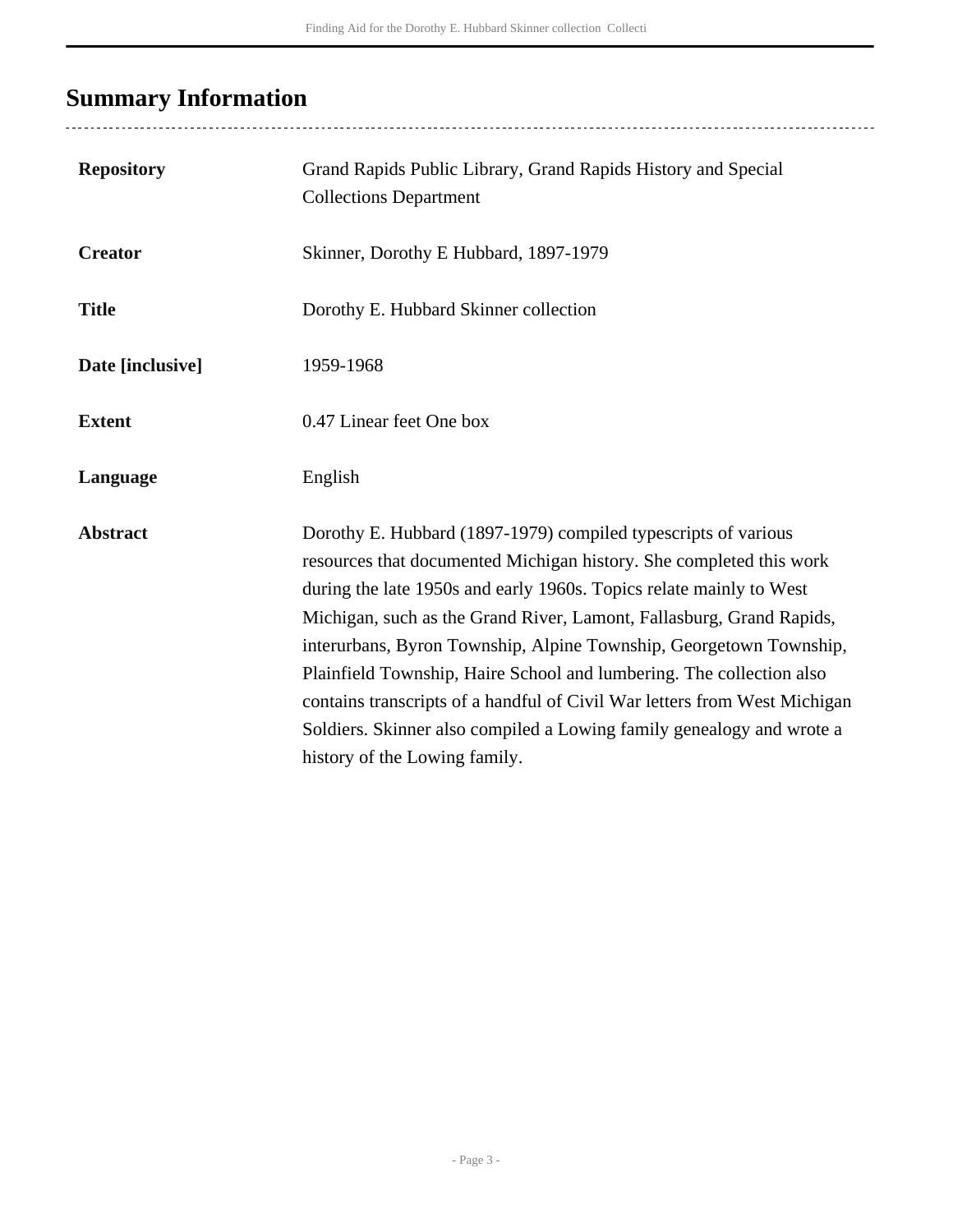## Summary Information

| | |
|---|---|
| **Repository** | Grand Rapids Public Library, Grand Rapids History and Special Collections Department |
| **Creator** | Skinner, Dorothy E Hubbard, 1897-1979 |
| **Title** | Dorothy E. Hubbard Skinner collection |
| **Date [inclusive]** | 1959-1968 |
| **Extent** | 0.47 Linear feet One box |
| **Language** | English |
| **Abstract** | Dorothy E. Hubbard (1897-1979) compiled typescripts of various resources that documented Michigan history. She completed this work during the late 1950s and early 1960s. Topics relate mainly to West Michigan, such as the Grand River, Lamont, Fallasburg, Grand Rapids, interurbans, Byron Township, Alpine Township, Georgetown Township, Plainfield Township, Haire School and lumbering. The collection also contains transcripts of a handful of Civil War letters from West Michigan Soldiers. Skinner also compiled a Lowing family genealogy and wrote a history of the Lowing family. |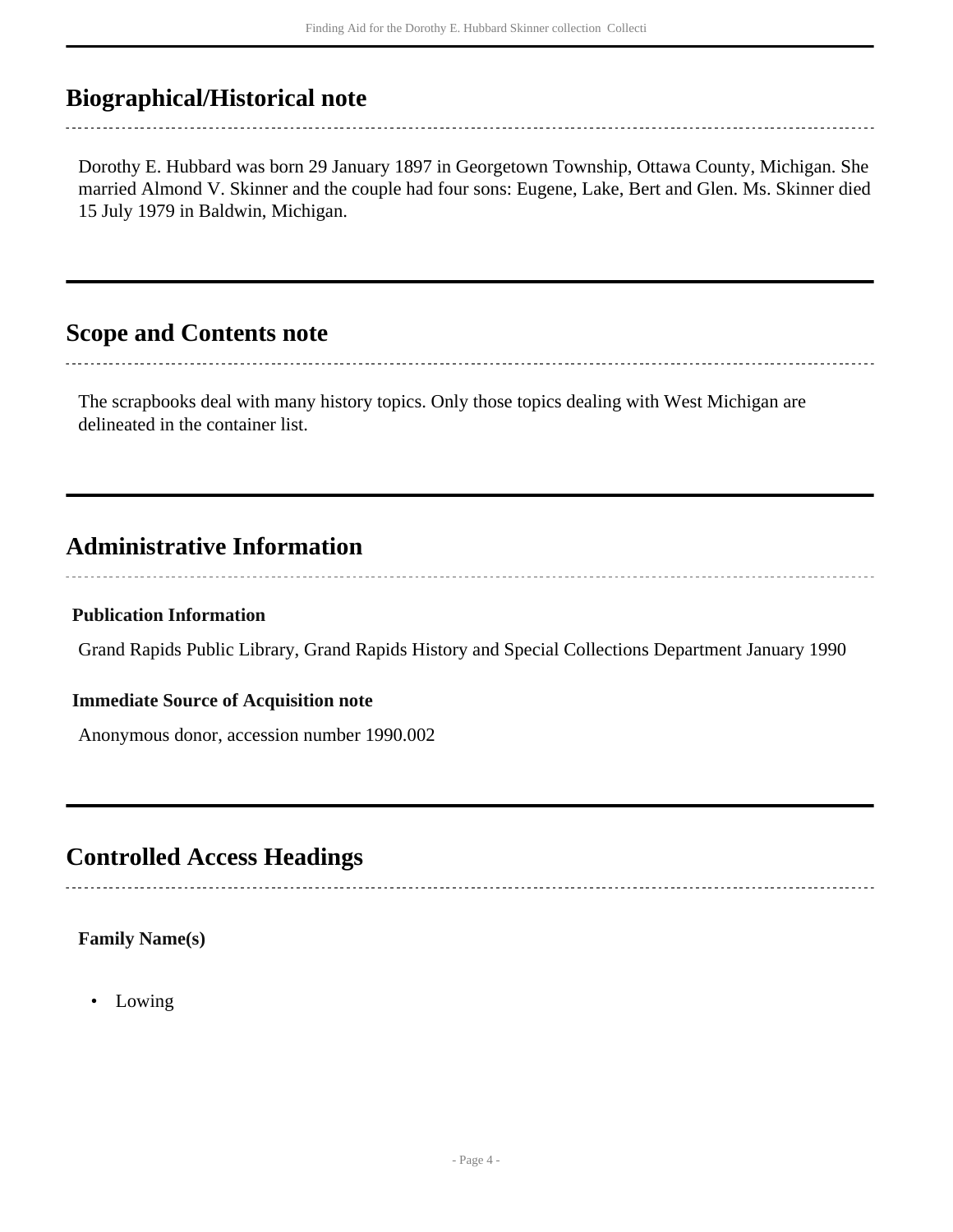## Biographical/Historical note

Dorothy E. Hubbard was born 29 January 1897 in Georgetown Township, Ottawa County, Michigan. She married Almond V. Skinner and the couple had four sons: Eugene, Lake, Bert and Glen. Ms. Skinner died 15 July 1979 in Baldwin, Michigan.

## Scope and Contents note

The scrapbooks deal with many history topics. Only those topics dealing with West Michigan are delineated in the container list.

## Administrative Information

**Publication Information**

Grand Rapids Public Library, Grand Rapids History and Special Collections Department January 1990

**Immediate Source of Acquisition note**

Anonymous donor, accession number 1990.002

## Controlled Access Headings

**Family Name(s)**

- Lowing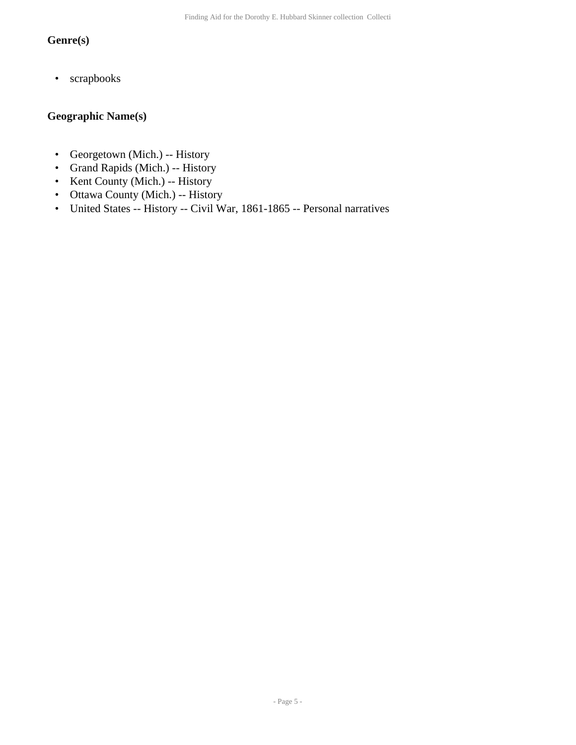### Genre(s)

- scrapbooks

### Geographic Name(s)

- Georgetown (Mich.) -- History
- Grand Rapids (Mich.) -- History
- Kent County (Mich.) -- History
- Ottawa County (Mich.) -- History
- United States -- History -- Civil War, 1861-1865 -- Personal narratives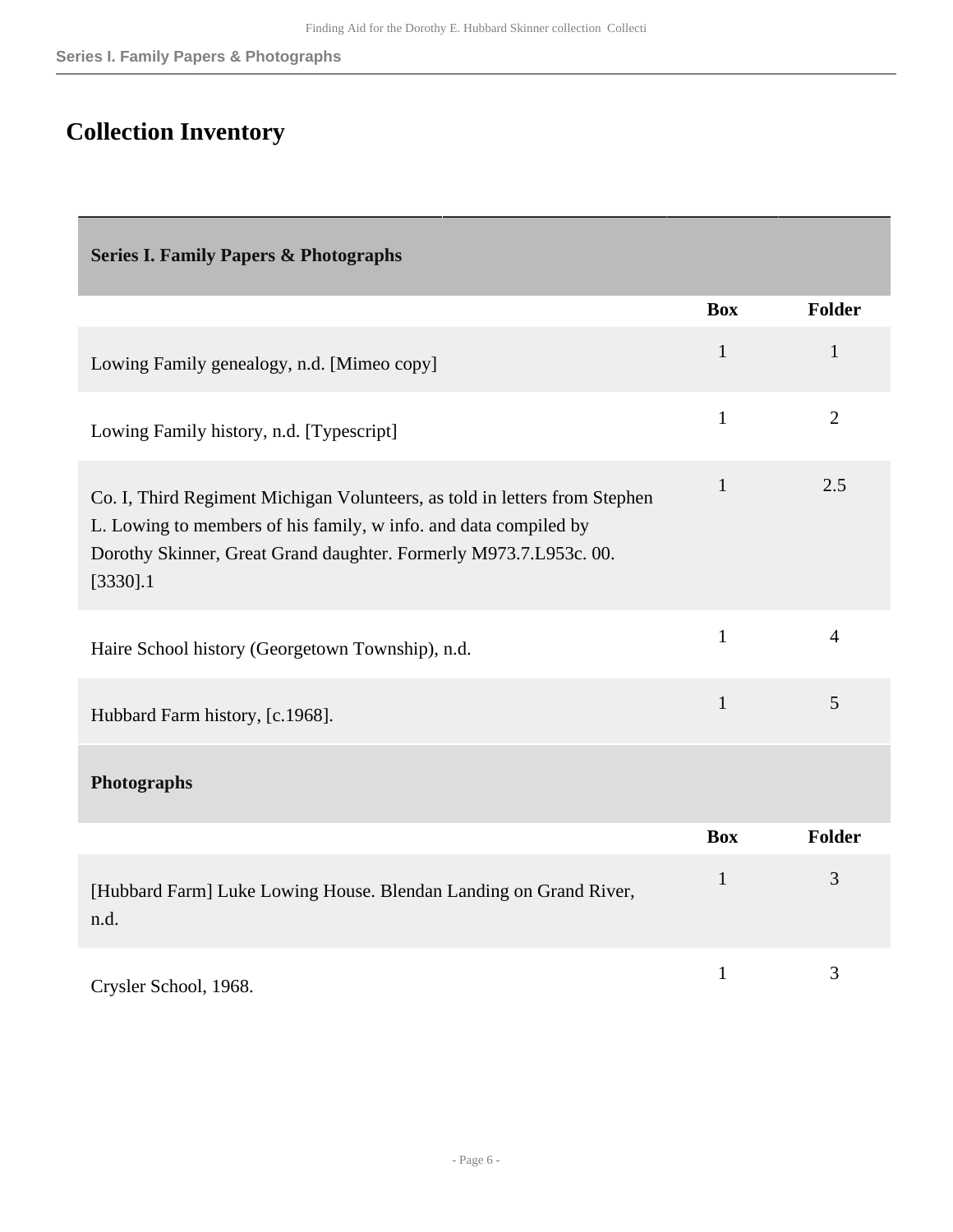## Collection Inventory

| Series I. Family Papers & Photographs | | |
|---|---|---|
| | **Box** | **Folder** |
| Lowing Family genealogy, n.d. [Mimeo copy] | 1 | 1 |
| Lowing Family history, n.d. [Typescript] | 1 | 2 |
| Co. I, Third Regiment Michigan Volunteers, as told in letters from Stephen L. Lowing to members of his family, w info. and data compiled by Dorothy Skinner, Great Grand daughter. Formerly M973.7.L953c. 00. [3330].1 | 1 | 2.5 |
| Haire School history (Georgetown Township), n.d. | 1 | 4 |
| Hubbard Farm history, [c.1968]. | 1 | 5 |
| **Photographs** | | |
| | **Box** | **Folder** |
| [Hubbard Farm] Luke Lowing House. Blendan Landing on Grand River, n.d. | 1 | 3 |
| Crysler School, 1968. | 1 | 3 |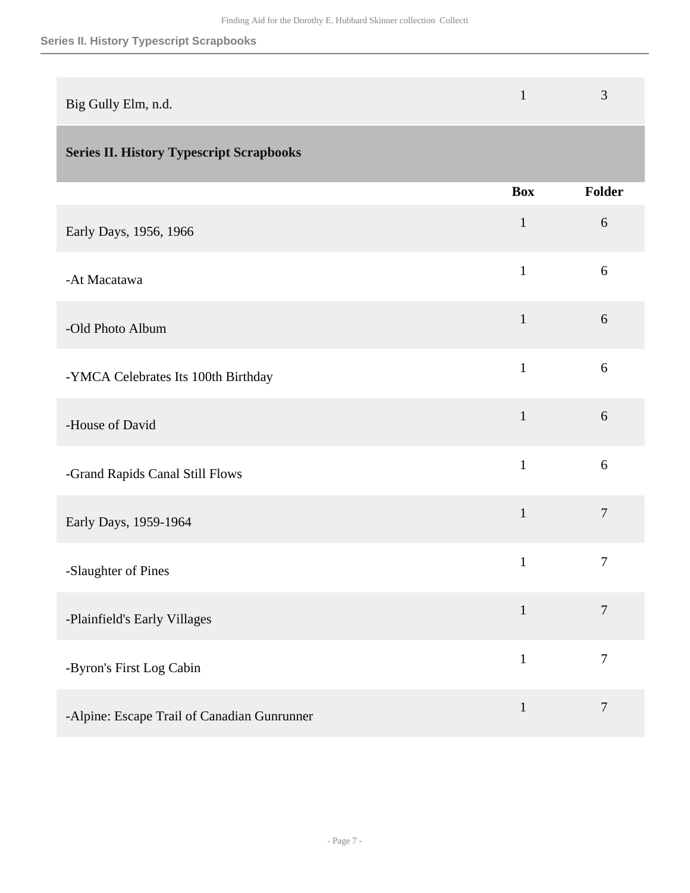| | Box | Folder |
|---|---|---|
| Big Gully Elm, n.d. | 1 | 3 |

## Series II. History Typescript Scrapbooks

| | Box | Folder |
|---|---|---|
| Early Days, 1956, 1966 | 1 | 6 |
| -At Macatawa | 1 | 6 |
| -Old Photo Album | 1 | 6 |
| -YMCA Celebrates Its 100th Birthday | 1 | 6 |
| -House of David | 1 | 6 |
| -Grand Rapids Canal Still Flows | 1 | 6 |
| Early Days, 1959-1964 | 1 | 7 |
| -Slaughter of Pines | 1 | 7 |
| -Plainfield's Early Villages | 1 | 7 |
| -Byron's First Log Cabin | 1 | 7 |
| -Alpine: Escape Trail of Canadian Gunrunner | 1 | 7 |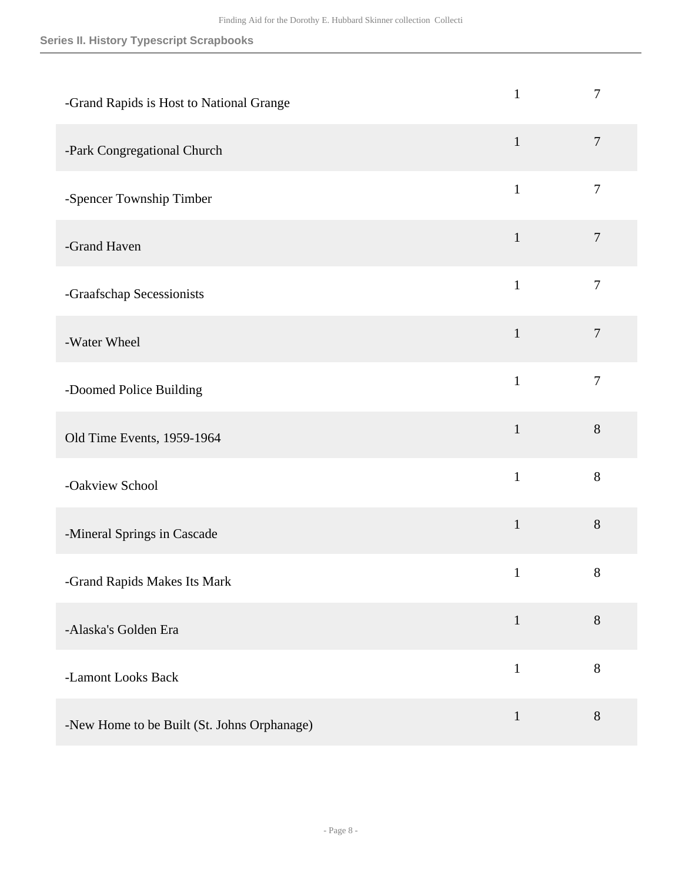| | | |
|---|---|---|
| -Grand Rapids is Host to National Grange | 1 | 7 |
| -Park Congregational Church | 1 | 7 |
| -Spencer Township Timber | 1 | 7 |
| -Grand Haven | 1 | 7 |
| -Graafschap Secessionists | 1 | 7 |
| -Water Wheel | 1 | 7 |
| -Doomed Police Building | 1 | 7 |
| Old Time Events, 1959-1964 | 1 | 8 |
| -Oakview School | 1 | 8 |
| -Mineral Springs in Cascade | 1 | 8 |
| -Grand Rapids Makes Its Mark | 1 | 8 |
| -Alaska's Golden Era | 1 | 8 |
| -Lamont Looks Back | 1 | 8 |
| -New Home to be Built (St. Johns Orphanage) | 1 | 8 |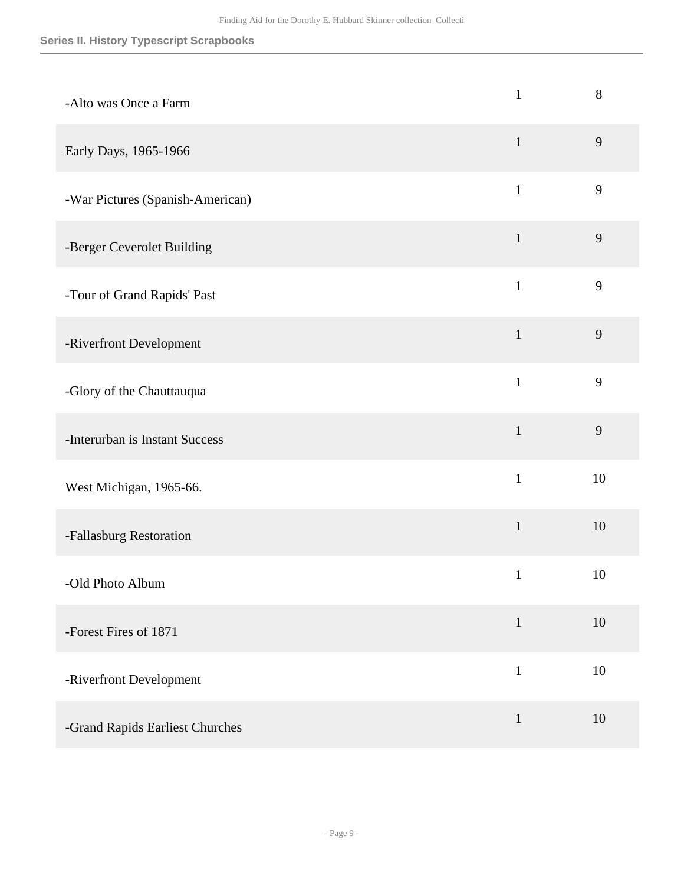## Series II. History Typescript Scrapbooks

| | | |
|---|---|---|
| -Alto was Once a Farm | 1 | 8 |
| Early Days, 1965-1966 | 1 | 9 |
| -War Pictures (Spanish-American) | 1 | 9 |
| -Berger Ceverolet Building | 1 | 9 |
| -Tour of Grand Rapids' Past | 1 | 9 |
| -Riverfront Development | 1 | 9 |
| -Glory of the Chauttauqua | 1 | 9 |
| -Interurban is Instant Success | 1 | 9 |
| West Michigan, 1965-66. | 1 | 10 |
| -Fallasburg Restoration | 1 | 10 |
| -Old Photo Album | 1 | 10 |
| -Forest Fires of 1871 | 1 | 10 |
| -Riverfront Development | 1 | 10 |
| -Grand Rapids Earliest Churches | 1 | 10 |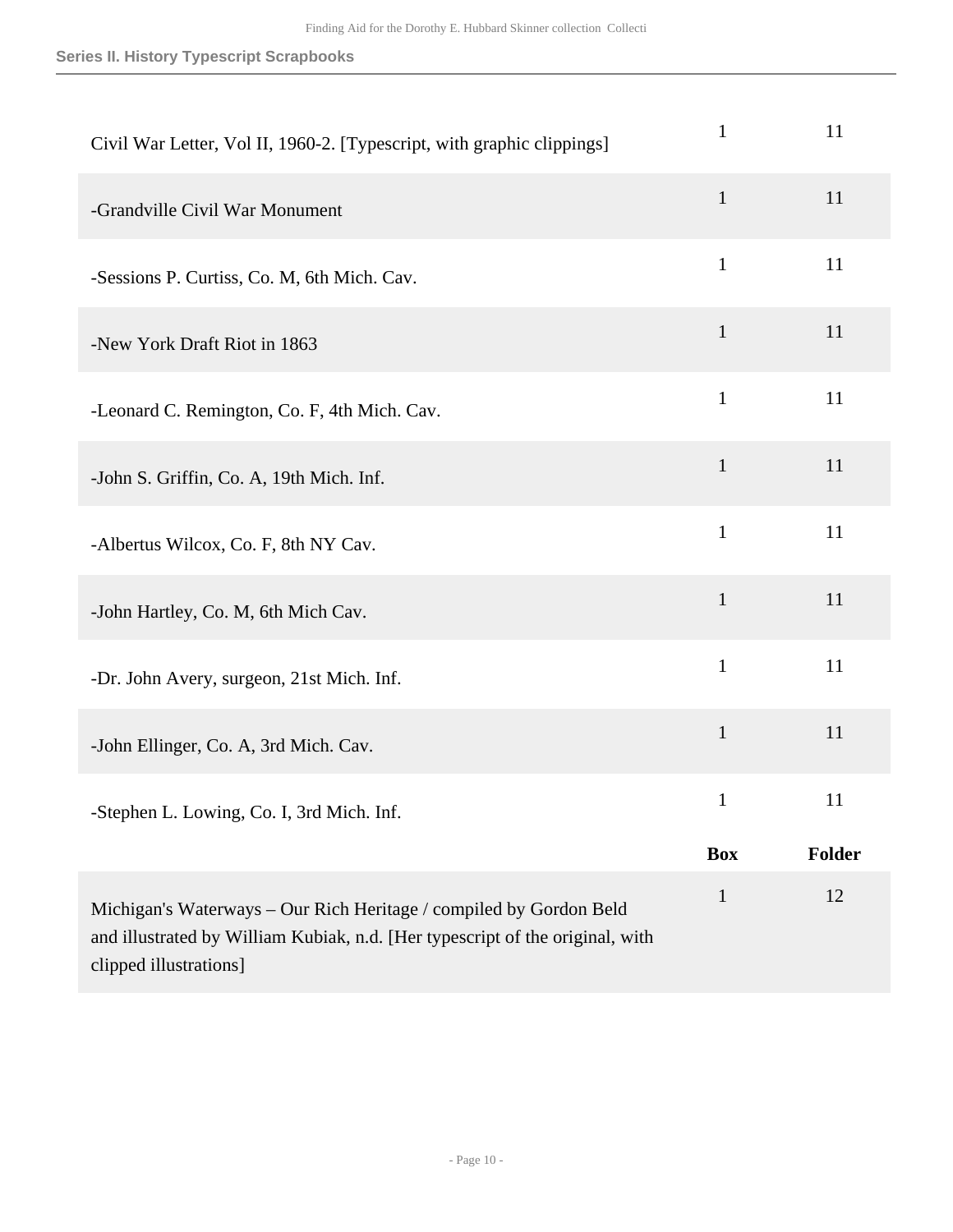| | Box | Folder |
|---|---|---|
| Civil War Letter, Vol II, 1960-2. [Typescript, with graphic clippings] | 1 | 11 |
| -Grandville Civil War Monument | 1 | 11 |
| -Sessions P. Curtiss, Co. M, 6th Mich. Cav. | 1 | 11 |
| -New York Draft Riot in 1863 | 1 | 11 |
| -Leonard C. Remington, Co. F, 4th Mich. Cav. | 1 | 11 |
| -John S. Griffin, Co. A, 19th Mich. Inf. | 1 | 11 |
| -Albertus Wilcox, Co. F, 8th NY Cav. | 1 | 11 |
| -John Hartley, Co. M, 6th Mich Cav. | 1 | 11 |
| -Dr. John Avery, surgeon, 21st Mich. Inf. | 1 | 11 |
| -John Ellinger, Co. A, 3rd Mich. Cav. | 1 | 11 |
| -Stephen L. Lowing, Co. I, 3rd Mich. Inf. | 1 | 11 |

| | Box | Folder |
|---|---|---|
| Michigan's Waterways – Our Rich Heritage / compiled by Gordon Beld and illustrated by William Kubiak, n.d. [Her typescript of the original, with clipped illustrations] | 1 | 12 |